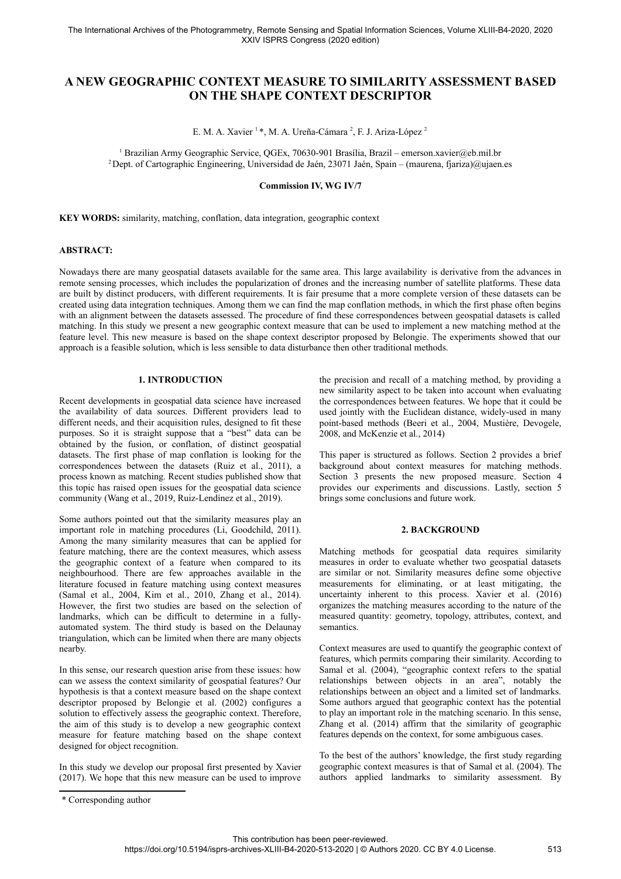# A NEW GEOGRAPHIC CONTEXT MEASURE TO SIMILARITY ASSESSMENT BASED ON THE SHAPE CONTEXT DESCRIPTOR

E. M. A. Xavier [1] *, M. A. Ureña-Cámara [2], F. J. Ariza-López [2]

[1] Brazilian Army Geographic Service, QGEx, 70630-901 Brasília, Brazil – emerson.xavier@eb.mil.br
[2] Dept. of Cartographic Engineering, Universidad de Jaén, 23071 Jaén, Spain – (maurena, fjariza)@ujaen.es

**Commission IV, WG IV/7**

**KEY WORDS:** similarity, matching, conflation, data integration, geographic context

## ABSTRACT:

Nowadays there are many geospatial datasets available for the same area. This large availability is derivative from the advances in remote sensing processes, which includes the popularization of drones and the increasing number of satellite platforms. These data are built by distinct producers, with different requirements. It is fair presume that a more complete version of these datasets can be created using data integration techniques. Among them we can find the map conflation methods, in which the first phase often begins with an alignment between the datasets assessed. The procedure of find these correspondences between geospatial datasets is called matching. In this study we present a new geographic context measure that can be used to implement a new matching method at the feature level. This new measure is based on the shape context descriptor proposed by Belongie. The experiments showed that our approach is a feasible solution, which is less sensible to data disturbance then other traditional methods.

## 1. INTRODUCTION

Recent developments in geospatial data science have increased the availability of data sources. Different providers lead to different needs, and their acquisition rules, designed to fit these purposes. So it is straight suppose that a "best" data can be obtained by the fusion, or conflation, of distinct geospatial datasets. The first phase of map conflation is looking for the correspondences between the datasets (Ruiz et al., 2011), a process known as matching. Recent studies published show that this topic has raised open issues for the geospatial data science community (Wang et al., 2019, Ruiz-Lendínez et al., 2019).

Some authors pointed out that the similarity measures play an important role in matching procedures (Li, Goodchild, 2011). Among the many similarity measures that can be applied for feature matching, there are the context measures, which assess the geographic context of a feature when compared to its neighbourhood. There are few approaches available in the literature focused in feature matching using context measures (Samal et al., 2004, Kim et al., 2010, Zhang et al., 2014). However, the first two studies are based on the selection of landmarks, which can be difficult to determine in a fully-automated system. The third study is based on the Delaunay triangulation, which can be limited when there are many objects nearby.

In this sense, our research question arise from these issues: how can we assess the context similarity of geospatial features? Our hypothesis is that a context measure based on the shape context descriptor proposed by Belongie et al. (2002) configures a solution to effectively assess the geographic context. Therefore, the aim of this study is to develop a new geographic context measure for feature matching based on the shape context designed for object recognition.

In this study we develop our proposal first presented by Xavier (2017). We hope that this new measure can be used to improve the precision and recall of a matching method, by providing a new similarity aspect to be taken into account when evaluating the correspondences between features. We hope that it could be used jointly with the Euclidean distance, widely-used in many point-based methods (Beeri et al., 2004, Mustière, Devogele, 2008, and McKenzie et al., 2014)

This paper is structured as follows. Section 2 provides a brief background about context measures for matching methods. Section 3 presents the new proposed measure. Section 4 provides our experiments and discussions. Lastly, section 5 brings some conclusions and future work.

## 2. BACKGROUND

Matching methods for geospatial data requires similarity measures in order to evaluate whether two geospatial datasets are similar or not. Similarity measures define some objective measurements for eliminating, or at least mitigating, the uncertainty inherent to this process. Xavier et al. (2016) organizes the matching measures according to the nature of the measured quantity: geometry, topology, attributes, context, and semantics.

Context measures are used to quantify the geographic context of features, which permits comparing their similarity. According to Samal et al. (2004), "geographic context refers to the spatial relationships between objects in an area", notably the relationships between an object and a limited set of landmarks. Some authors argued that geographic context has the potential to play an important role in the matching scenario. In this sense, Zhang et al. (2014) affirm that the similarity of geographic features depends on the context, for some ambiguous cases.

To the best of the authors' knowledge, the first study regarding geographic context measures is that of Samal et al. (2004). The authors applied landmarks to similarity assessment. By

* Corresponding author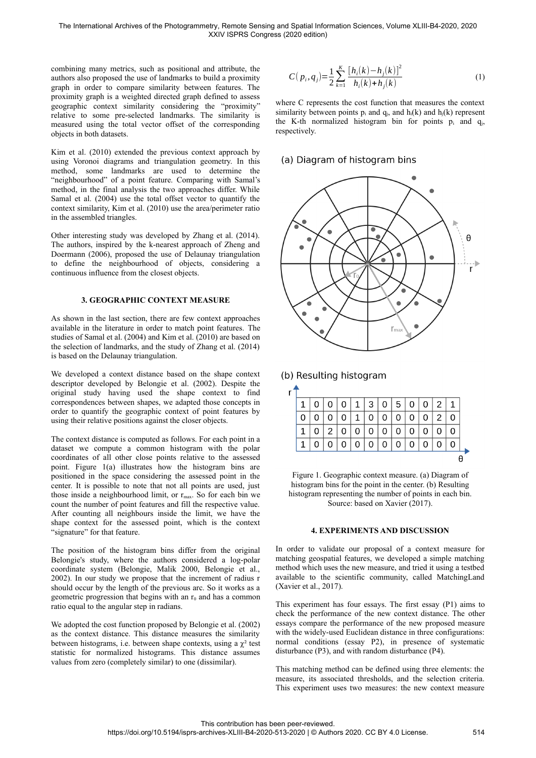combining many metrics, such as positional and attribute, the authors also proposed the use of landmarks to build a proximity graph in order to compare similarity between features. The proximity graph is a weighted directed graph defined to assess geographic context similarity considering the "proximity" relative to some pre-selected landmarks. The similarity is measured using the total vector offset of the corresponding objects in both datasets.

Kim et al. (2010) extended the previous context approach by using Voronoi diagrams and triangulation geometry. In this method, some landmarks are used to determine the "neighbourhood" of a point feature. Comparing with Samal's method, in the final analysis the two approaches differ. While Samal et al. (2004) use the total offset vector to quantify the context similarity, Kim et al. (2010) use the area/perimeter ratio in the assembled triangles.

Other interesting study was developed by Zhang et al. (2014). The authors, inspired by the k-nearest approach of Zheng and Doermann (2006), proposed the use of Delaunay triangulation to define the neighbourhood of objects, considering a continuous influence from the closest objects.

## 3. GEOGRAPHIC CONTEXT MEASURE

As shown in the last section, there are few context approaches available in the literature in order to match point features. The studies of Samal et al. (2004) and Kim et al. (2010) are based on the selection of landmarks, and the study of Zhang et al. (2014) is based on the Delaunay triangulation.

We developed a context distance based on the shape context descriptor developed by Belongie et al. (2002). Despite the original study having used the shape context to find correspondences between shapes, we adapted those concepts in order to quantify the geographic context of point features by using their relative positions against the closer objects.

The context distance is computed as follows. For each point in a dataset we compute a common histogram with the polar coordinates of all other close points relative to the assessed point. Figure 1(a) illustrates how the histogram bins are positioned in the space considering the assessed point in the center. It is possible to note that not all points are used, just those inside a neighbourhood limit, or $r_{max}$. So for each bin we count the number of point features and fill the respective value. After counting all neighbours inside the limit, we have the shape context for the assessed point, which is the context "signature" for that feature.

The position of the histogram bins differ from the original Belongie's study, where the authors considered a log-polar coordinate system (Belongie, Malik 2000, Belongie et al., 2002). In our study we propose that the increment of radius r should occur by the length of the previous arc. So it works as a geometric progression that begins with an $r_0$ and has a common ratio equal to the angular step in radians.

We adopted the cost function proposed by Belongie et al. (2002) as the context distance. This distance measures the similarity between histograms, i.e. between shape contexts, using a $\chi^2$ test statistic for normalized histograms. This distance assumes values from zero (completely similar) to one (dissimilar).

$$C(p_i, q_j) = \frac{1}{2} \sum_{k=1}^{K} \frac{[h_i(k) - h_j(k)]^2}{h_i(k) + h_j(k)} \tag{1}$$

where C represents the cost function that measures the context similarity between points $p_i$ and $q_j$, and $h_i(k)$ and $h_j(k)$ represent the K-th normalized histogram bin for points $p_i$ and $q_j$, respectively.

(a) Diagram of histogram bins

(b) Resulting histogram

| | | | | | | | | | | | |
|---|---|---|---|---|---|---|---|---|---|---|---|
| 1 | 0 | 0 | 0 | 1 | 3 | 0 | 5 | 0 | 0 | 2 | 1 |
| 0 | 0 | 0 | 0 | 1 | 0 | 0 | 0 | 0 | 0 | 2 | 0 |
| 1 | 0 | 2 | 0 | 0 | 0 | 0 | 0 | 0 | 0 | 0 | 0 |
| 1 | 0 | 0 | 0 | 0 | 0 | 0 | 0 | 0 | 0 | 0 | 0 |

Figure 1. Geographic context measure. (a) Diagram of histogram bins for the point in the center. (b) Resulting histogram representing the number of points in each bin. Source: based on Xavier (2017).

## 4. EXPERIMENTS AND DISCUSSION

In order to validate our proposal of a context measure for matching geospatial features, we developed a simple matching method which uses the new measure, and tried it using a testbed available to the scientific community, called MatchingLand (Xavier et al., 2017).

This experiment has four essays. The first essay (P1) aims to check the performance of the new context distance. The other essays compare the performance of the new proposed measure with the widely-used Euclidean distance in three configurations: normal conditions (essay P2), in presence of systematic disturbance (P3), and with random disturbance (P4).

This matching method can be defined using three elements: the measure, its associated thresholds, and the selection criteria. This experiment uses two measures: the new context measure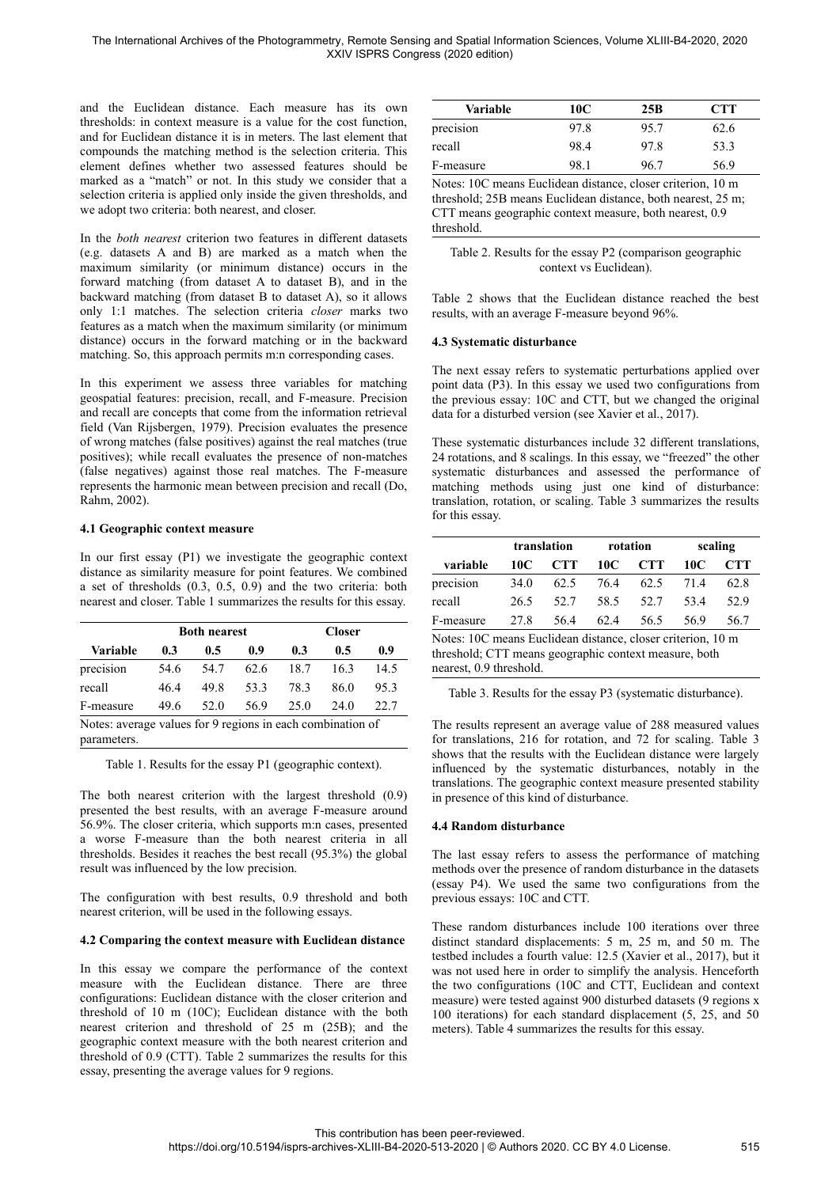and the Euclidean distance. Each measure has its own thresholds: in context measure is a value for the cost function, and for Euclidean distance it is in meters. The last element that compounds the matching method is the selection criteria. This element defines whether two assessed features should be marked as a "match" or not. In this study we consider that a selection criteria is applied only inside the given thresholds, and we adopt two criteria: both nearest, and closer.

In the *both nearest* criterion two features in different datasets (e.g. datasets A and B) are marked as a match when the maximum similarity (or minimum distance) occurs in the forward matching (from dataset A to dataset B), and in the backward matching (from dataset B to dataset A), so it allows only 1:1 matches. The selection criteria *closer* marks two features as a match when the maximum similarity (or minimum distance) occurs in the forward matching or in the backward matching. So, this approach permits m:n corresponding cases.

In this experiment we assess three variables for matching geospatial features: precision, recall, and F-measure. Precision and recall are concepts that come from the information retrieval field (Van Rijsbergen, 1979). Precision evaluates the presence of wrong matches (false positives) against the real matches (true positives); while recall evaluates the presence of non-matches (false negatives) against those real matches. The F-measure represents the harmonic mean between precision and recall (Do, Rahm, 2002).

### 4.1 Geographic context measure

In our first essay (P1) we investigate the geographic context distance as similarity measure for point features. We combined a set of thresholds (0.3, 0.5, 0.9) and the two criteria: both nearest and closer. Table 1 summarizes the results for this essay.

| | Both nearest | | | Closer | | |
|---|---|---|---|---|---|---|
| **Variable** | **0.3** | **0.5** | **0.9** | **0.3** | **0.5** | **0.9** |
| precision | 54.6 | 54.7 | 62.6 | 18.7 | 16.3 | 14.5 |
| recall | 46.4 | 49.8 | 53.3 | 78.3 | 86.0 | 95.3 |
| F-measure | 49.6 | 52.0 | 56.9 | 25.0 | 24.0 | 22.7 |

Notes: average values for 9 regions in each combination of parameters.

Table 1. Results for the essay P1 (geographic context).

The both nearest criterion with the largest threshold (0.9) presented the best results, with an average F-measure around 56.9%. The closer criteria, which supports m:n cases, presented a worse F-measure than the both nearest criteria in all thresholds. Besides it reaches the best recall (95.3%) the global result was influenced by the low precision.

The configuration with best results, 0.9 threshold and both nearest criterion, will be used in the following essays.

### 4.2 Comparing the context measure with Euclidean distance

In this essay we compare the performance of the context measure with the Euclidean distance. There are three configurations: Euclidean distance with the closer criterion and threshold of 10 m (10C); Euclidean distance with the both nearest criterion and threshold of 25 m (25B); and the geographic context measure with the both nearest criterion and threshold of 0.9 (CTT). Table 2 summarizes the results for this essay, presenting the average values for 9 regions.

| Variable | 10C | 25B | CTT |
|---|---|---|---|
| precision | 97.8 | 95.7 | 62.6 |
| recall | 98.4 | 97.8 | 53.3 |
| F-measure | 98.1 | 96.7 | 56.9 |

Notes: 10C means Euclidean distance, closer criterion, 10 m threshold; 25B means Euclidean distance, both nearest, 25 m; CTT means geographic context measure, both nearest, 0.9 threshold.

Table 2. Results for the essay P2 (comparison geographic context vs Euclidean).

Table 2 shows that the Euclidean distance reached the best results, with an average F-measure beyond 96%.

### 4.3 Systematic disturbance

The next essay refers to systematic perturbations applied over point data (P3). In this essay we used two configurations from the previous essay: 10C and CTT, but we changed the original data for a disturbed version (see Xavier et al., 2017).

These systematic disturbances include 32 different translations, 24 rotations, and 8 scalings. In this essay, we "freezed" the other systematic disturbances and assessed the performance of matching methods using just one kind of disturbance: translation, rotation, or scaling. Table 3 summarizes the results for this essay.

| | translation | | rotation | | scaling | |
|---|---|---|---|---|---|---|
| **variable** | **10C** | **CTT** | **10C** | **CTT** | **10C** | **CTT** |
| precision | 34.0 | 62.5 | 76.4 | 62.5 | 71.4 | 62.8 |
| recall | 26.5 | 52.7 | 58.5 | 52.7 | 53.4 | 52.9 |
| F-measure | 27.8 | 56.4 | 62.4 | 56.5 | 56.9 | 56.7 |

Notes: 10C means Euclidean distance, closer criterion, 10 m threshold; CTT means geographic context measure, both nearest, 0.9 threshold.

Table 3. Results for the essay P3 (systematic disturbance).

The results represent an average value of 288 measured values for translations, 216 for rotation, and 72 for scaling. Table 3 shows that the results with the Euclidean distance were largely influenced by the systematic disturbances, notably in the translations. The geographic context measure presented stability in presence of this kind of disturbance.

### 4.4 Random disturbance

The last essay refers to assess the performance of matching methods over the presence of random disturbance in the datasets (essay P4). We used the same two configurations from the previous essays: 10C and CTT.

These random disturbances include 100 iterations over three distinct standard displacements: 5 m, 25 m, and 50 m. The testbed includes a fourth value: 12.5 (Xavier et al., 2017), but it was not used here in order to simplify the analysis. Henceforth the two configurations (10C and CTT, Euclidean and context measure) were tested against 900 disturbed datasets (9 regions x 100 iterations) for each standard displacement (5, 25, and 50 meters). Table 4 summarizes the results for this essay.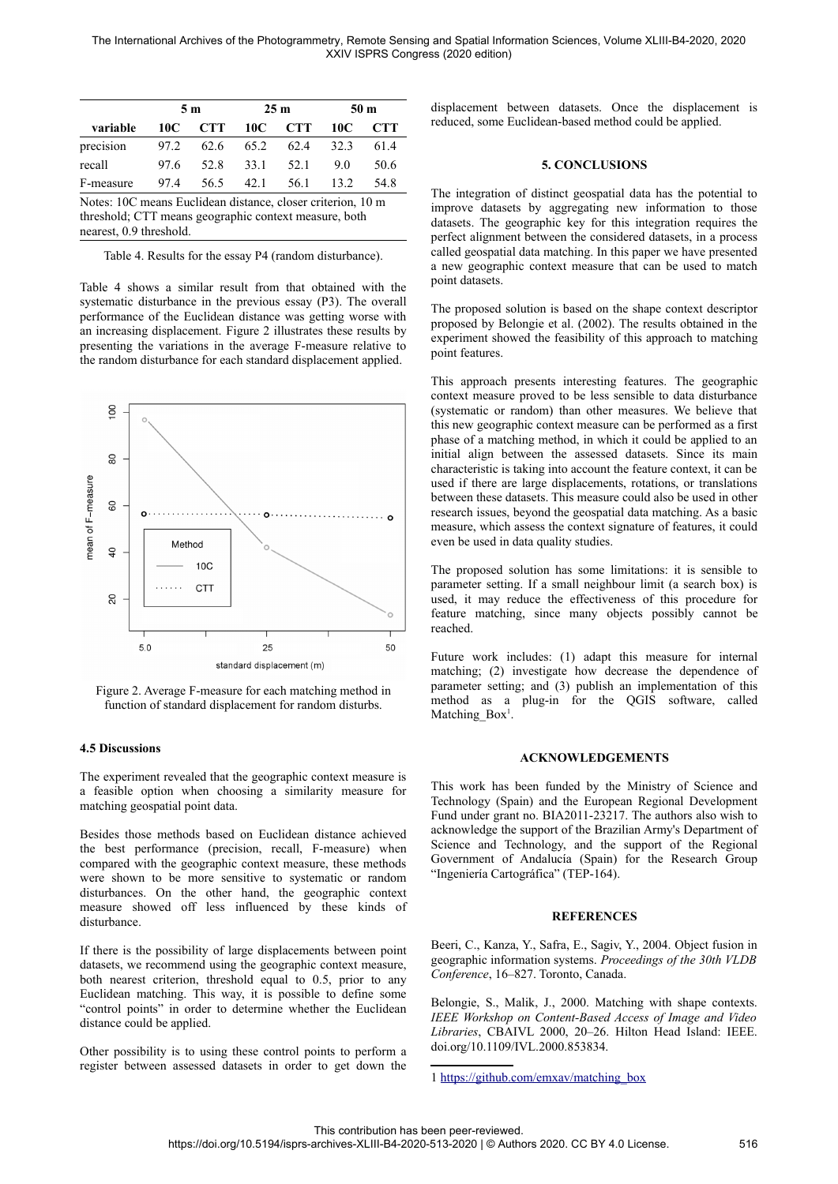| variable | 5 m | | 25 m | | 50 m | |
|---|---|---|---|---|---|---|
| | 10C | CTT | 10C | CTT | 10C | CTT |
| precision | 97.2 | 62.6 | 65.2 | 62.4 | 32.3 | 61.4 |
| recall | 97.6 | 52.8 | 33.1 | 52.1 | 9.0 | 50.6 |
| F-measure | 97.4 | 56.5 | 42.1 | 56.1 | 13.2 | 54.8 |

Notes: 10C means Euclidean distance, closer criterion, 10 m threshold; CTT means geographic context measure, both nearest, 0.9 threshold.

Table 4. Results for the essay P4 (random disturbance).

Table 4 shows a similar result from that obtained with the systematic disturbance in the previous essay (P3). The overall performance of the Euclidean distance was getting worse with an increasing displacement. Figure 2 illustrates these results by presenting the variations in the average F-measure relative to the random disturbance for each standard displacement applied.

Figure 2. Average F-measure for each matching method in function of standard displacement for random disturbs.

### 4.5 Discussions

The experiment revealed that the geographic context measure is a feasible option when choosing a similarity measure for matching geospatial point data.

Besides those methods based on Euclidean distance achieved the best performance (precision, recall, F-measure) when compared with the geographic context measure, these methods were shown to be more sensitive to systematic or random disturbances. On the other hand, the geographic context measure showed off less influenced by these kinds of disturbance.

If there is the possibility of large displacements between point datasets, we recommend using the geographic context measure, both nearest criterion, threshold equal to 0.5, prior to any Euclidean matching. This way, it is possible to define some "control points" in order to determine whether the Euclidean distance could be applied.

Other possibility is to using these control points to perform a register between assessed datasets in order to get down the displacement between datasets. Once the displacement is reduced, some Euclidean-based method could be applied.

## 5. CONCLUSIONS

The integration of distinct geospatial data has the potential to improve datasets by aggregating new information to those datasets. The geographic key for this integration requires the perfect alignment between the considered datasets, in a process called geospatial data matching. In this paper we have presented a new geographic context measure that can be used to match point datasets.

The proposed solution is based on the shape context descriptor proposed by Belongie et al. (2002). The results obtained in the experiment showed the feasibility of this approach to matching point features.

This approach presents interesting features. The geographic context measure proved to be less sensible to data disturbance (systematic or random) than other measures. We believe that this new geographic context measure can be performed as a first phase of a matching method, in which it could be applied to an initial align between the assessed datasets. Since its main characteristic is taking into account the feature context, it can be used if there are large displacements, rotations, or translations between these datasets. This measure could also be used in other research issues, beyond the geospatial data matching. As a basic measure, which assess the context signature of features, it could even be used in data quality studies.

The proposed solution has some limitations: it is sensible to parameter setting. If a small neighbour limit (a search box) is used, it may reduce the effectiveness of this procedure for feature matching, since many objects possibly cannot be reached.

Future work includes: (1) adapt this measure for internal matching; (2) investigate how decrease the dependence of parameter setting; and (3) publish an implementation of this method as a plug-in for the QGIS software, called Matching_Box[1].

## ACKNOWLEDGEMENTS

This work has been funded by the Ministry of Science and Technology (Spain) and the European Regional Development Fund under grant no. BIA2011-23217. The authors also wish to acknowledge the support of the Brazilian Army's Department of Science and Technology, and the support of the Regional Government of Andalucía (Spain) for the Research Group "Ingeniería Cartográfica" (TEP-164).

## REFERENCES

Beeri, C., Kanza, Y., Safra, E., Sagiv, Y., 2004. Object fusion in geographic information systems. *Proceedings of the 30th VLDB Conference*, 16–827. Toronto, Canada.

Belongie, S., Malik, J., 2000. Matching with shape contexts. *IEEE Workshop on Content-Based Access of Image and Video Libraries*, CBAIVL 2000, 20–26. Hilton Head Island: IEEE. doi.org/10.1109/IVL.2000.853834.

1 https://github.com/emxav/matching_box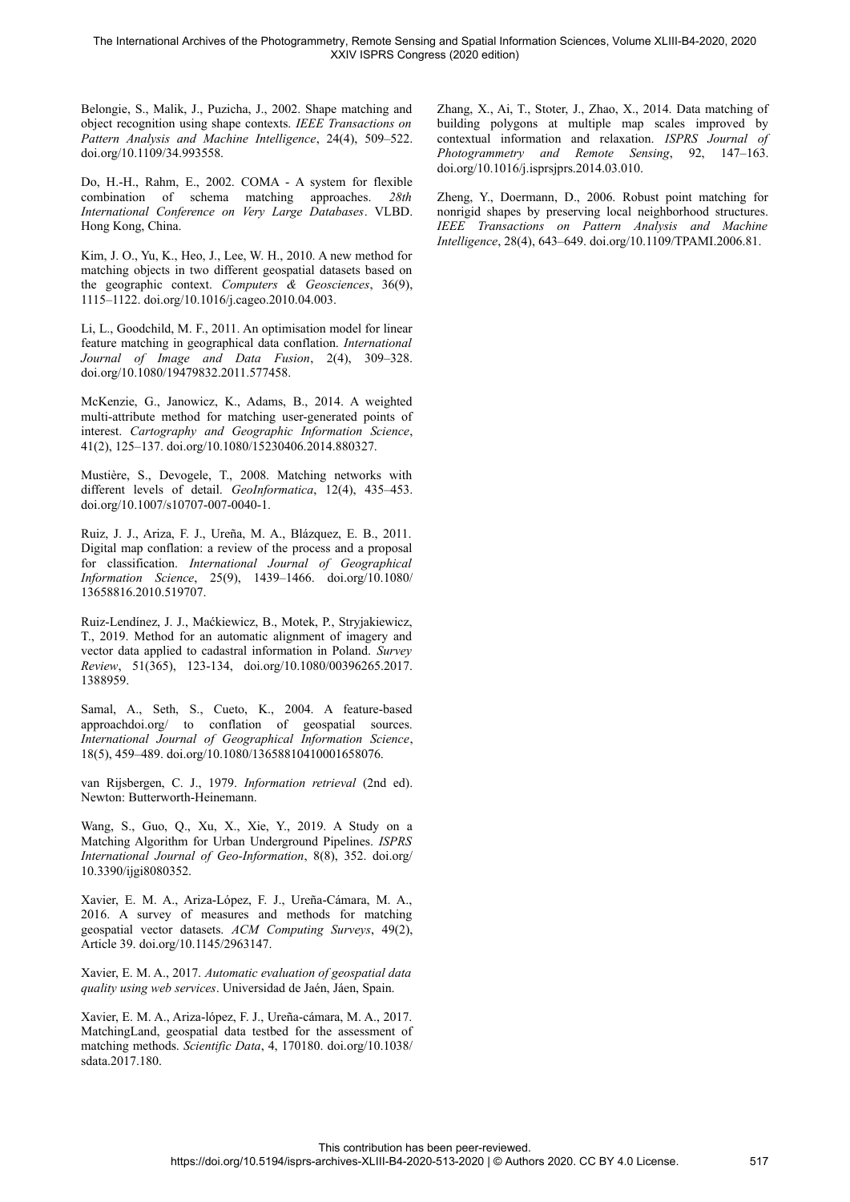Belongie, S., Malik, J., Puzicha, J., 2002. Shape matching and object recognition using shape contexts. *IEEE Transactions on Pattern Analysis and Machine Intelligence*, 24(4), 509–522. doi.org/10.1109/34.993558.

Do, H.-H., Rahm, E., 2002. COMA - A system for flexible combination of schema matching approaches. *28th International Conference on Very Large Databases*. VLBD. Hong Kong, China.

Kim, J. O., Yu, K., Heo, J., Lee, W. H., 2010. A new method for matching objects in two different geospatial datasets based on the geographic context. *Computers & Geosciences*, 36(9), 1115–1122. doi.org/10.1016/j.cageo.2010.04.003.

Li, L., Goodchild, M. F., 2011. An optimisation model for linear feature matching in geographical data conflation. *International Journal of Image and Data Fusion*, 2(4), 309–328. doi.org/10.1080/19479832.2011.577458.

McKenzie, G., Janowicz, K., Adams, B., 2014. A weighted multi-attribute method for matching user-generated points of interest. *Cartography and Geographic Information Science*, 41(2), 125–137. doi.org/10.1080/15230406.2014.880327.

Mustière, S., Devogele, T., 2008. Matching networks with different levels of detail. *GeoInformatica*, 12(4), 435–453. doi.org/10.1007/s10707-007-0040-1.

Ruiz, J. J., Ariza, F. J., Ureña, M. A., Blázquez, E. B., 2011. Digital map conflation: a review of the process and a proposal for classification. *International Journal of Geographical Information Science*, 25(9), 1439–1466. doi.org/10.1080/13658816.2010.519707.

Ruiz-Lendínez, J. J., Maćkiewicz, B., Motek, P., Stryjakiewicz, T., 2019. Method for an automatic alignment of imagery and vector data applied to cadastral information in Poland. *Survey Review*, 51(365), 123-134, doi.org/10.1080/00396265.2017.1388959.

Samal, A., Seth, S., Cueto, K., 2004. A feature-based approachdoi.org/ to conflation of geospatial sources. *International Journal of Geographical Information Science*, 18(5), 459–489. doi.org/10.1080/13658810410001658076.

van Rijsbergen, C. J., 1979. *Information retrieval* (2nd ed). Newton: Butterworth-Heinemann.

Wang, S., Guo, Q., Xu, X., Xie, Y., 2019. A Study on a Matching Algorithm for Urban Underground Pipelines. *ISPRS International Journal of Geo-Information*, 8(8), 352. doi.org/10.3390/ijgi8080352.

Xavier, E. M. A., Ariza-López, F. J., Ureña-Cámara, M. A., 2016. A survey of measures and methods for matching geospatial vector datasets. *ACM Computing Surveys*, 49(2), Article 39. doi.org/10.1145/2963147.

Xavier, E. M. A., 2017. *Automatic evaluation of geospatial data quality using web services*. Universidad de Jaén, Jáen, Spain.

Xavier, E. M. A., Ariza-lópez, F. J., Ureña-cámara, M. A., 2017. MatchingLand, geospatial data testbed for the assessment of matching methods. *Scientific Data*, 4, 170180. doi.org/10.1038/sdata.2017.180.

Zhang, X., Ai, T., Stoter, J., Zhao, X., 2014. Data matching of building polygons at multiple map scales improved by contextual information and relaxation. *ISPRS Journal of Photogrammetry and Remote Sensing*, 92, 147–163. doi.org/10.1016/j.isprsjprs.2014.03.010.

Zheng, Y., Doermann, D., 2006. Robust point matching for nonrigid shapes by preserving local neighborhood structures. *IEEE Transactions on Pattern Analysis and Machine Intelligence*, 28(4), 643–649. doi.org/10.1109/TPAMI.2006.81.